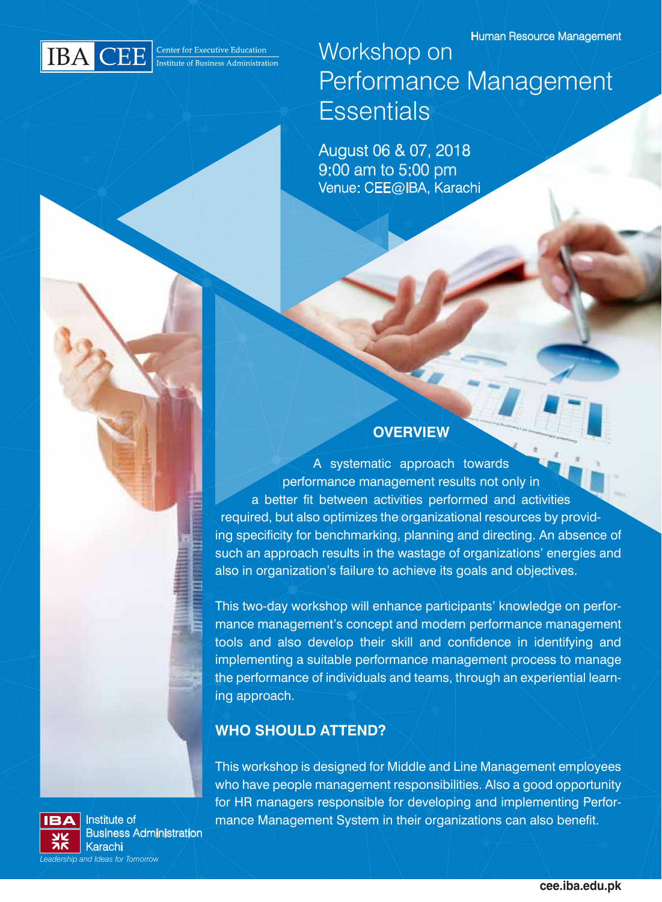IBA CEE Center for Executive Education Institute of Business Administration

Human Resource Management

# Workshop on Performance Management Essentials

August 06 & 07, 2018
9:00 am to 5:00 pm
Venue: CEE@IBA, Karachi

## OVERVIEW

A systematic approach towards performance management results not only in a better fit between activities performed and activities required, but also optimizes the organizational resources by providing specificity for benchmarking, planning and directing. An absence of such an approach results in the wastage of organizations' energies and also in organization's failure to achieve its goals and objectives.

This two-day workshop will enhance participants' knowledge on performance management's concept and modern performance management tools and also develop their skill and confidence in identifying and implementing a suitable performance management process to manage the performance of individuals and teams, through an experiential learning approach.

## WHO SHOULD ATTEND?

This workshop is designed for Middle and Line Management employees who have people management responsibilities. Also a good opportunity for HR managers responsible for developing and implementing Performance Management System in their organizations can also benefit.

IBA Institute of Business Administration Karachi
*Leadership and Ideas for Tomorrow*

cee.iba.edu.pk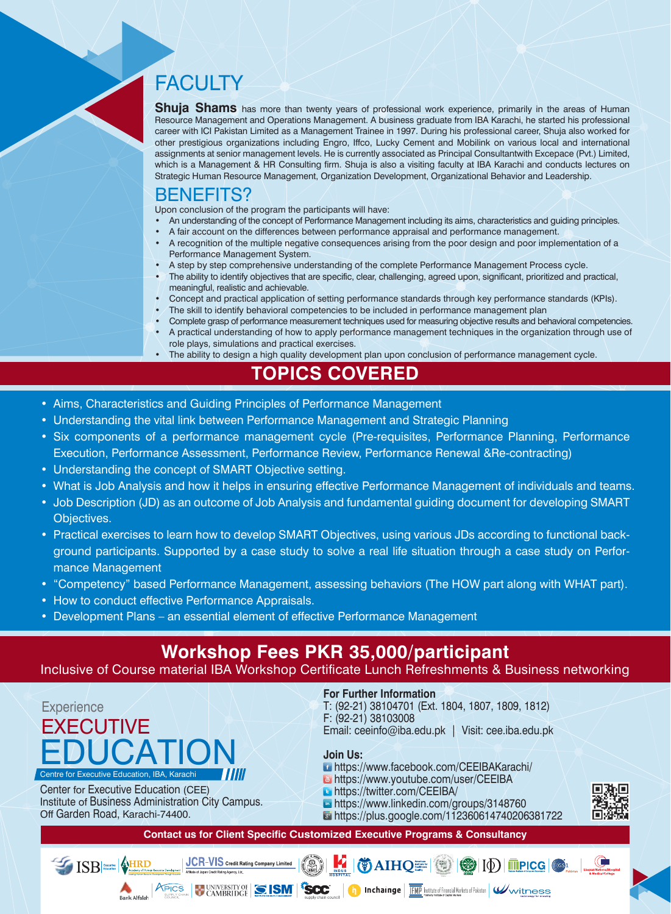## FACULTY

**Shuja Shams** has more than twenty years of professional work experience, primarily in the areas of Human Resource Management and Operations Management. A business graduate from IBA Karachi, he started his professional career with ICI Pakistan Limited as a Management Trainee in 1997. During his professional career, Shuja also worked for other prestigious organizations including Engro, Iffco, Lucky Cement and Mobilink on various local and international assignments at senior management levels. He is currently associated as Principal Consultantwith Excepace (Pvt.) Limited, which is a Management & HR Consulting firm. Shuja is also a visiting faculty at IBA Karachi and conducts lectures on Strategic Human Resource Management, Organization Development, Organizational Behavior and Leadership.

## BENEFITS?

Upon conclusion of the program the participants will have:

- An understanding of the concept of Performance Management including its aims, characteristics and guiding principles.
- A fair account on the differences between performance appraisal and performance management.
- A recognition of the multiple negative consequences arising from the poor design and poor implementation of a Performance Management System.
- A step by step comprehensive understanding of the complete Performance Management Process cycle.
- The ability to identify objectives that are specific, clear, challenging, agreed upon, significant, prioritized and practical, meaningful, realistic and achievable.
- Concept and practical application of setting performance standards through key performance standards (KPIs).
- The skill to identify behavioral competencies to be included in performance management plan
- Complete grasp of performance measurement techniques used for measuring objective results and behavioral competencies.
- A practical understanding of how to apply performance management techniques in the organization through use of role plays, simulations and practical exercises.
- The ability to design a high quality development plan upon conclusion of performance management cycle.

## TOPICS COVERED

- Aims, Characteristics and Guiding Principles of Performance Management
- Understanding the vital link between Performance Management and Strategic Planning
- Six components of a performance management cycle (Pre-requisites, Performance Planning, Performance Execution, Performance Assessment, Performance Review, Performance Renewal &Re-contracting)
- Understanding the concept of SMART Objective setting.
- What is Job Analysis and how it helps in ensuring effective Performance Management of individuals and teams.
- Job Description (JD) as an outcome of Job Analysis and fundamental guiding document for developing SMART Objectives.
- Practical exercises to learn how to develop SMART Objectives, using various JDs according to functional background participants. Supported by a case study to solve a real life situation through a case study on Performance Management
- "Competency" based Performance Management, assessing behaviors (The HOW part along with WHAT part).
- How to conduct effective Performance Appraisals.
- Development Plans – an essential element of effective Performance Management

## Workshop Fees PKR 35,000/participant

Inclusive of Course material IBA Workshop Certificate Lunch Refreshments & Business networking

Experience
EXECUTIVE
EDUCATION
Centre for Executive Education, IBA, Karachi

Center for Executive Education (CEE)
Institute of Business Administration City Campus.
Off Garden Road, Karachi-74400.

**For Further Information**
T: (92-21) 38104701 (Ext. 1804, 1807, 1809, 1812)
F: (92-21) 38103008
Email: ceeinfo@iba.edu.pk | Visit: cee.iba.edu.pk

**Join Us:**
https://www.facebook.com/CEEIBAKarachi/
https://www.youtube.com/user/CEEIBA
https://twitter.com/CEEIBA/
https://www.linkedin.com/groups/3148760
https://plus.google.com/112360614740206381722

**Contact us for Client Specific Customized Executive Programs & Consultancy**